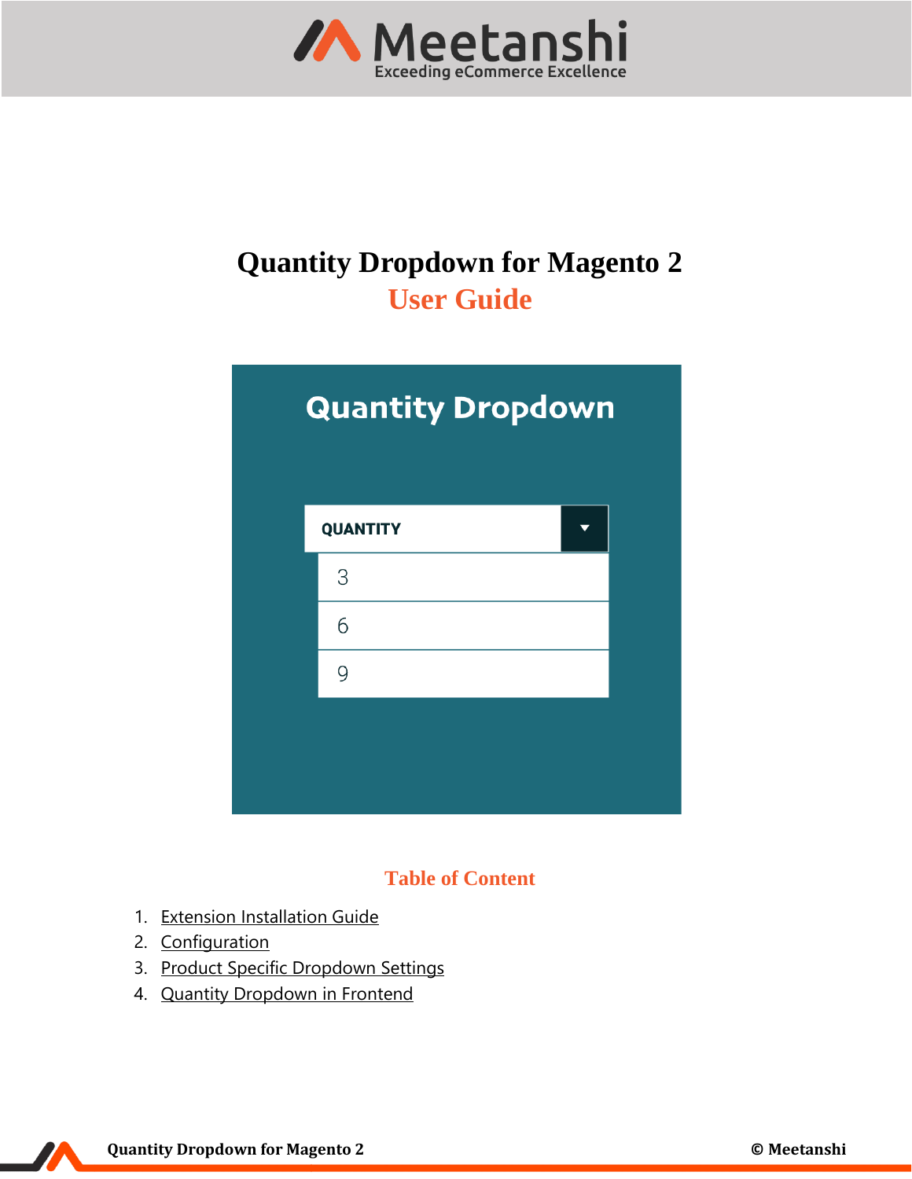# Quantity Dropdown for Magento 2

## User Guide

### Table of Content

1. Extension Installation Guide
2. Configuration
3. Product Specific Dropdown Settings
4. Quantity Dropdown in Frontend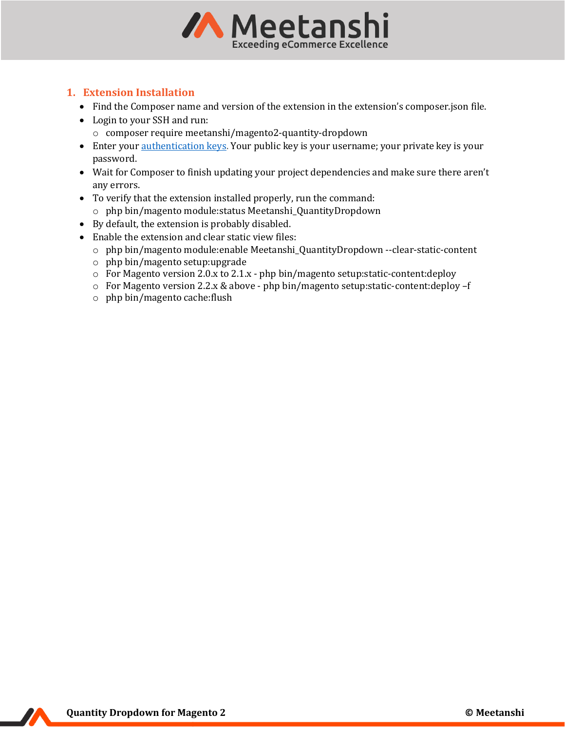## 1. Extension Installation

- Find the Composer name and version of the extension in the extension's composer.json file.
- Login to your SSH and run:
  - composer require meetanshi/magento2-quantity-dropdown
- Enter your authentication keys. Your public key is your username; your private key is your password.
- Wait for Composer to finish updating your project dependencies and make sure there aren't any errors.
- To verify that the extension installed properly, run the command:
  - php bin/magento module:status Meetanshi_QuantityDropdown
- By default, the extension is probably disabled.
- Enable the extension and clear static view files:
  - php bin/magento module:enable Meetanshi_QuantityDropdown --clear-static-content
  - php bin/magento setup:upgrade
  - For Magento version 2.0.x to 2.1.x - php bin/magento setup:static-content:deploy
  - For Magento version 2.2.x & above - php bin/magento setup:static-content:deploy –f
  - php bin/magento cache:flush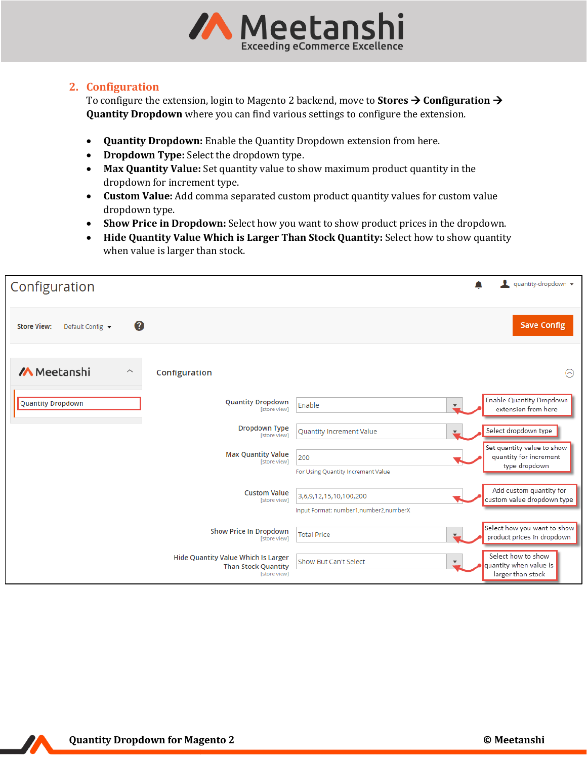## 2. Configuration

To configure the extension, login to Magento 2 backend, move to **Stores → Configuration → Quantity Dropdown** where you can find various settings to configure the extension.

- **Quantity Dropdown:** Enable the Quantity Dropdown extension from here.
- **Dropdown Type:** Select the dropdown type.
- **Max Quantity Value:** Set quantity value to show maximum product quantity in the dropdown for increment type.
- **Custom Value:** Add comma separated custom product quantity values for custom value dropdown type.
- **Show Price in Dropdown:** Select how you want to show product prices in the dropdown.
- **Hide Quantity Value Which is Larger Than Stock Quantity:** Select how to show quantity when value is larger than stock.

Configuration

quantity-dropdown

Store View: Default Config

Save Config

Meetanshi

Quantity Dropdown

Configuration

Quantity Dropdown [store view] — Enable — Enable Quantity Dropdown extension from here

Dropdown Type [store view] — Quantity Increment Value — Select dropdown type

Max Quantity Value [store view] — 200 — For Using Quantity Increment Value — Set quantity value to show quantity for increment type dropdown

Custom Value [store view] — 3,6,9,12,15,10,100,200 — Input Format: number1,number2,numberX — Add custom quantity for custom value dropdown type

Show Price In Dropdown [store view] — Total Price — Select how you want to show product prices in dropdown

Hide Quantity Value Which Is Larger Than Stock Quantity [store view] — Show But Can't Select — Select how to show quantity when value is larger than stock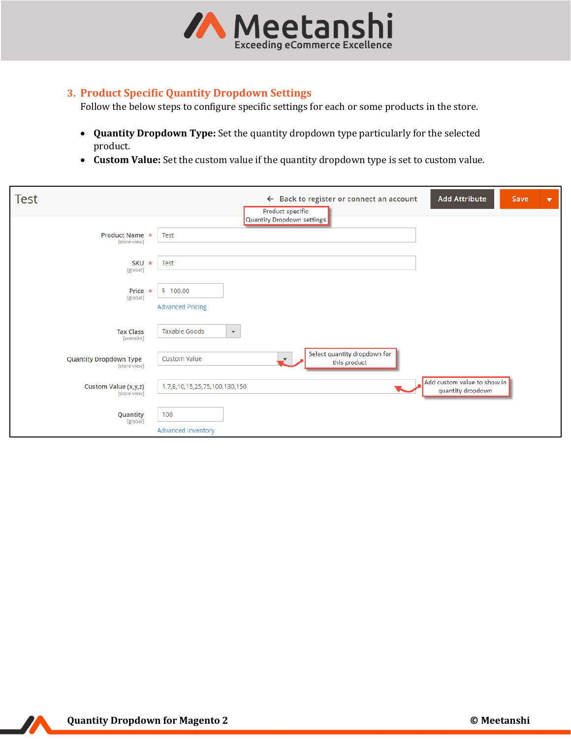## 3. Product Specific Quantity Dropdown Settings

Follow the below steps to configure specific settings for each or some products in the store.

- **Quantity Dropdown Type:** Set the quantity dropdown type particularly for the selected product.
- **Custom Value:** Set the custom value if the quantity dropdown type is set to custom value.

Test

← Back to register or connect an account

Add Attribute

Save

Product specific Quantity Dropdown settings

Product Name * [store view] Test

SKU * [global] Test

Price * [global] $ 100.00

Advanced Pricing

Tax Class [website] Taxable Goods

Quantity Dropdown Type [store view] Custom Value

Select quantity dropdown for this product

Custom Value (x,y,z) [store view] 1,7,8,10,15,25,75,100,130,150

Add custom value to show in quantity dropdown

Quantity [global] 100

Advanced Inventory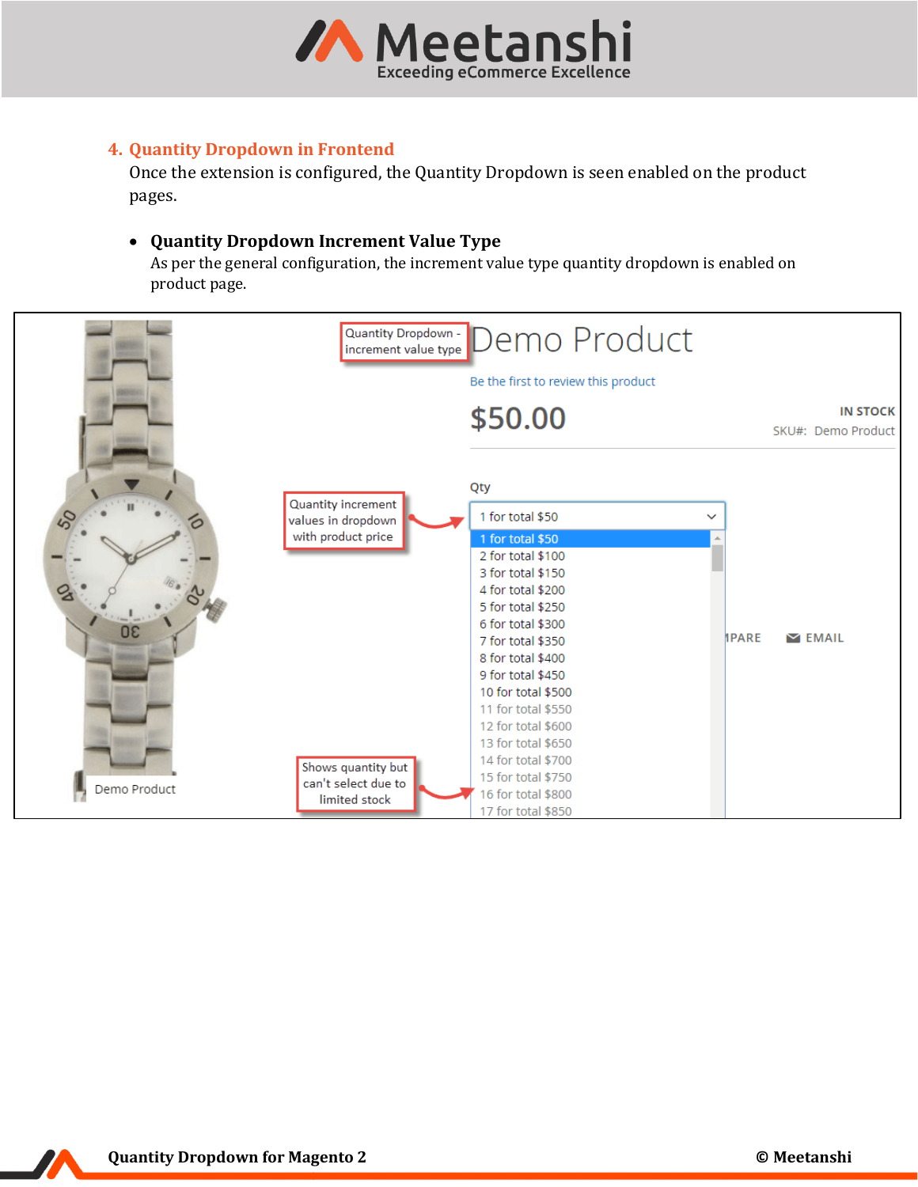## 4. Quantity Dropdown in Frontend

Once the extension is configured, the Quantity Dropdown is seen enabled on the product pages.

- **Quantity Dropdown Increment Value Type**

  As per the general configuration, the increment value type quantity dropdown is enabled on product page.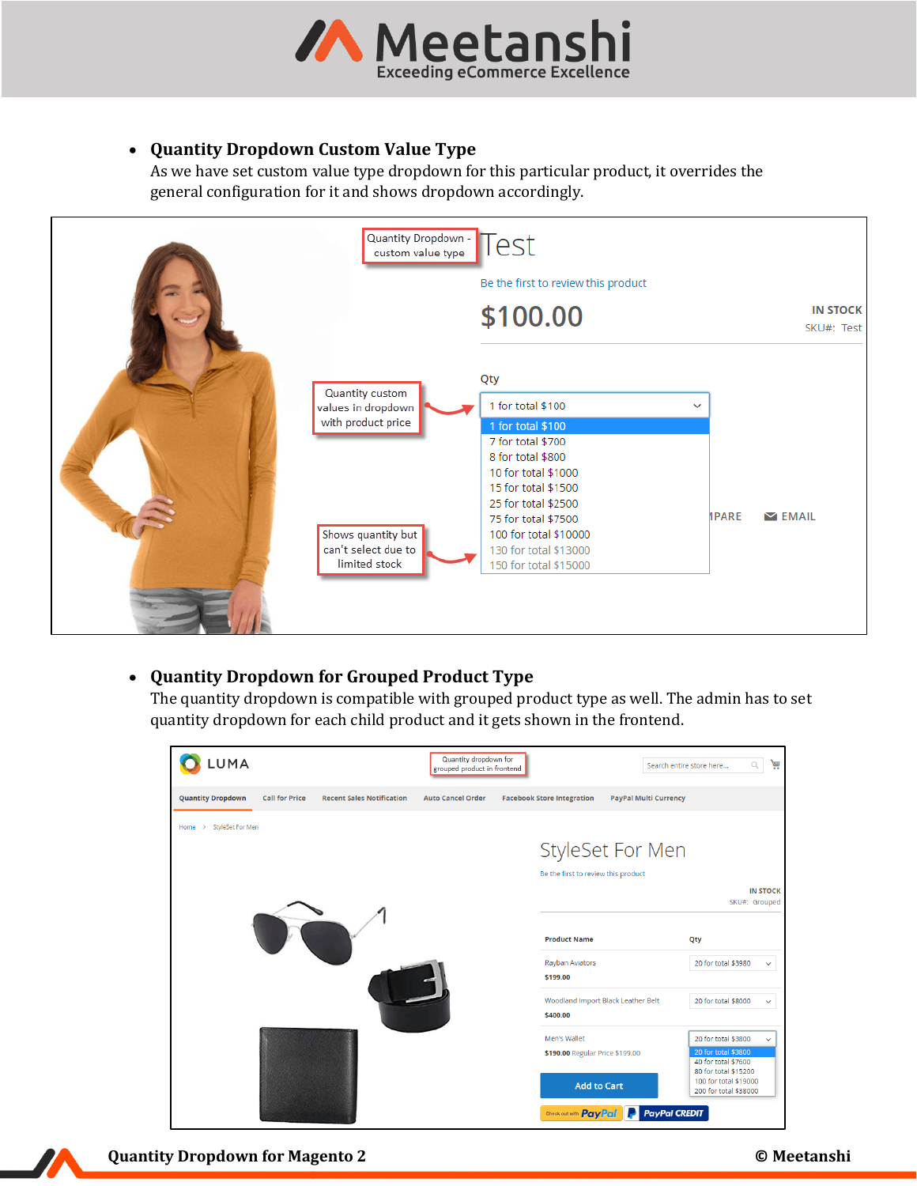- **Quantity Dropdown Custom Value Type**
  As we have set custom value type dropdown for this particular product, it overrides the general configuration for it and shows dropdown accordingly.

- **Quantity Dropdown for Grouped Product Type**
  The quantity dropdown is compatible with grouped product type as well. The admin has to set quantity dropdown for each child product and it gets shown in the frontend.